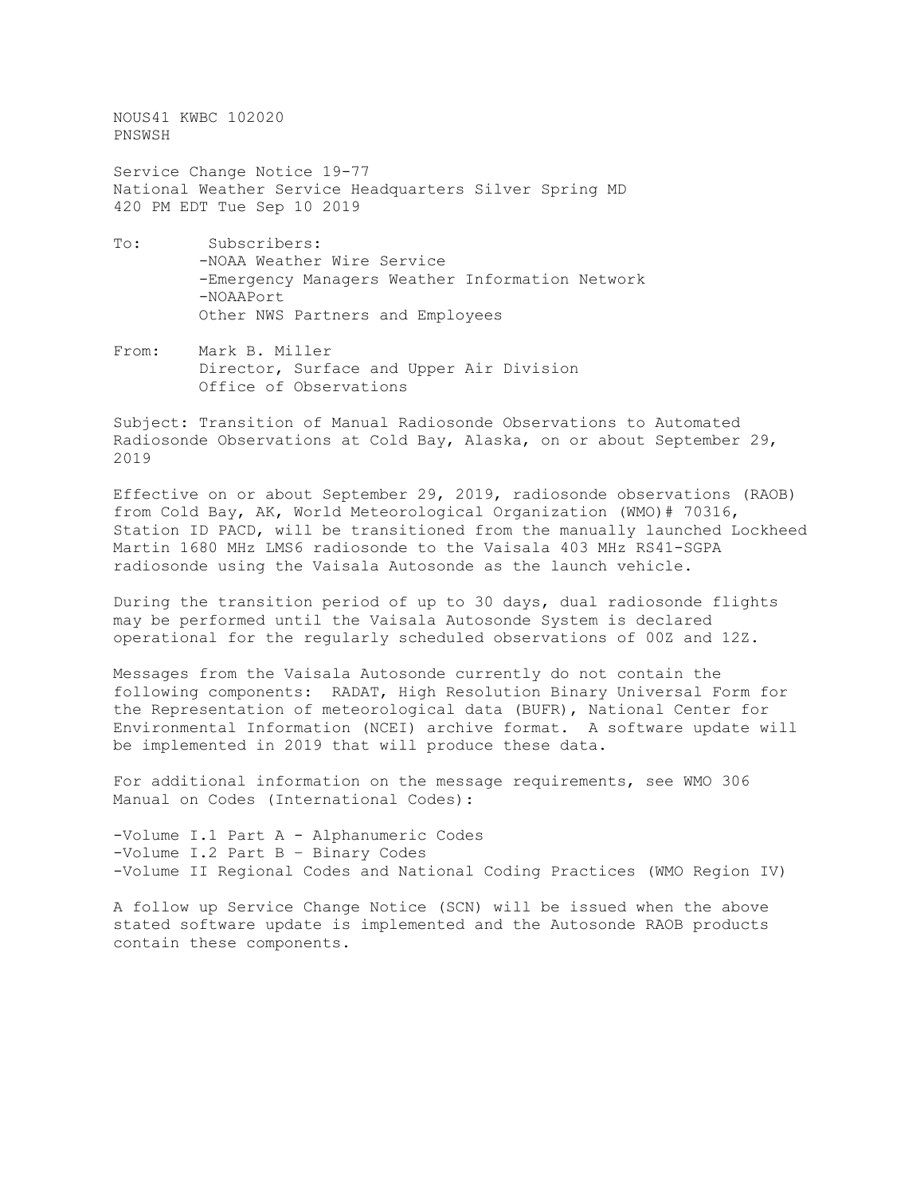NOUS41 KWBC 102020
PNSWSH

Service Change Notice 19-77
National Weather Service Headquarters Silver Spring MD
420 PM EDT Tue Sep 10 2019

To: Subscribers:
-NOAA Weather Wire Service
-Emergency Managers Weather Information Network
-NOAAPort
Other NWS Partners and Employees

From: Mark B. Miller
Director, Surface and Upper Air Division
Office of Observations

Subject: Transition of Manual Radiosonde Observations to Automated Radiosonde Observations at Cold Bay, Alaska, on or about September 29, 2019

Effective on or about September 29, 2019, radiosonde observations (RAOB) from Cold Bay, AK, World Meteorological Organization (WMO)# 70316, Station ID PACD, will be transitioned from the manually launched Lockheed Martin 1680 MHz LMS6 radiosonde to the Vaisala 403 MHz RS41-SGPA radiosonde using the Vaisala Autosonde as the launch vehicle.

During the transition period of up to 30 days, dual radiosonde flights may be performed until the Vaisala Autosonde System is declared operational for the regularly scheduled observations of 00Z and 12Z.

Messages from the Vaisala Autosonde currently do not contain the following components: RADAT, High Resolution Binary Universal Form for the Representation of meteorological data (BUFR), National Center for Environmental Information (NCEI) archive format. A software update will be implemented in 2019 that will produce these data.

For additional information on the message requirements, see WMO 306 Manual on Codes (International Codes):

-Volume I.1 Part A - Alphanumeric Codes
-Volume I.2 Part B – Binary Codes
-Volume II Regional Codes and National Coding Practices (WMO Region IV)

A follow up Service Change Notice (SCN) will be issued when the above stated software update is implemented and the Autosonde RAOB products contain these components.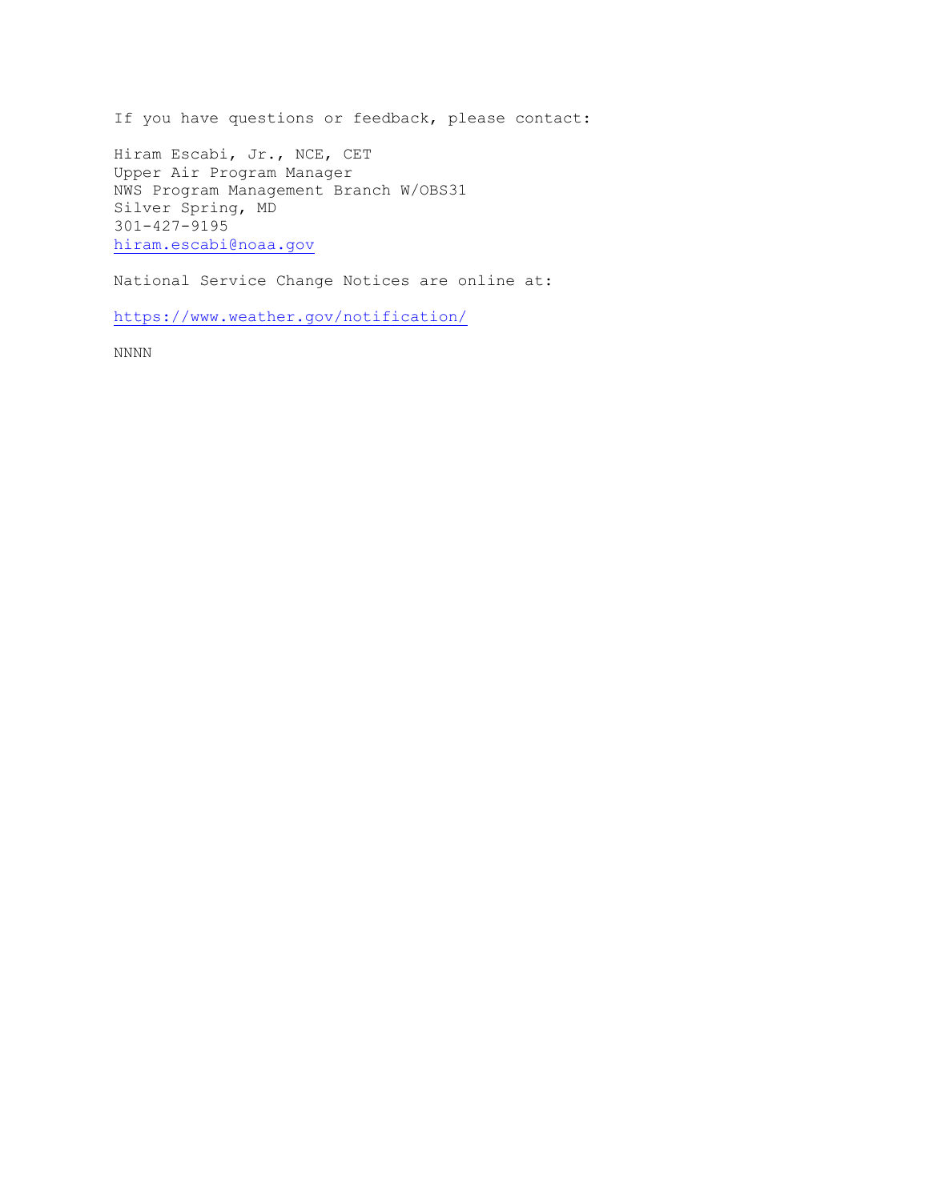If you have questions or feedback, please contact:

Hiram Escabi, Jr., NCE, CET
Upper Air Program Manager
NWS Program Management Branch W/OBS31
Silver Spring, MD
301-427-9195
hiram.escabi@noaa.gov

National Service Change Notices are online at:

https://www.weather.gov/notification/

NNNN